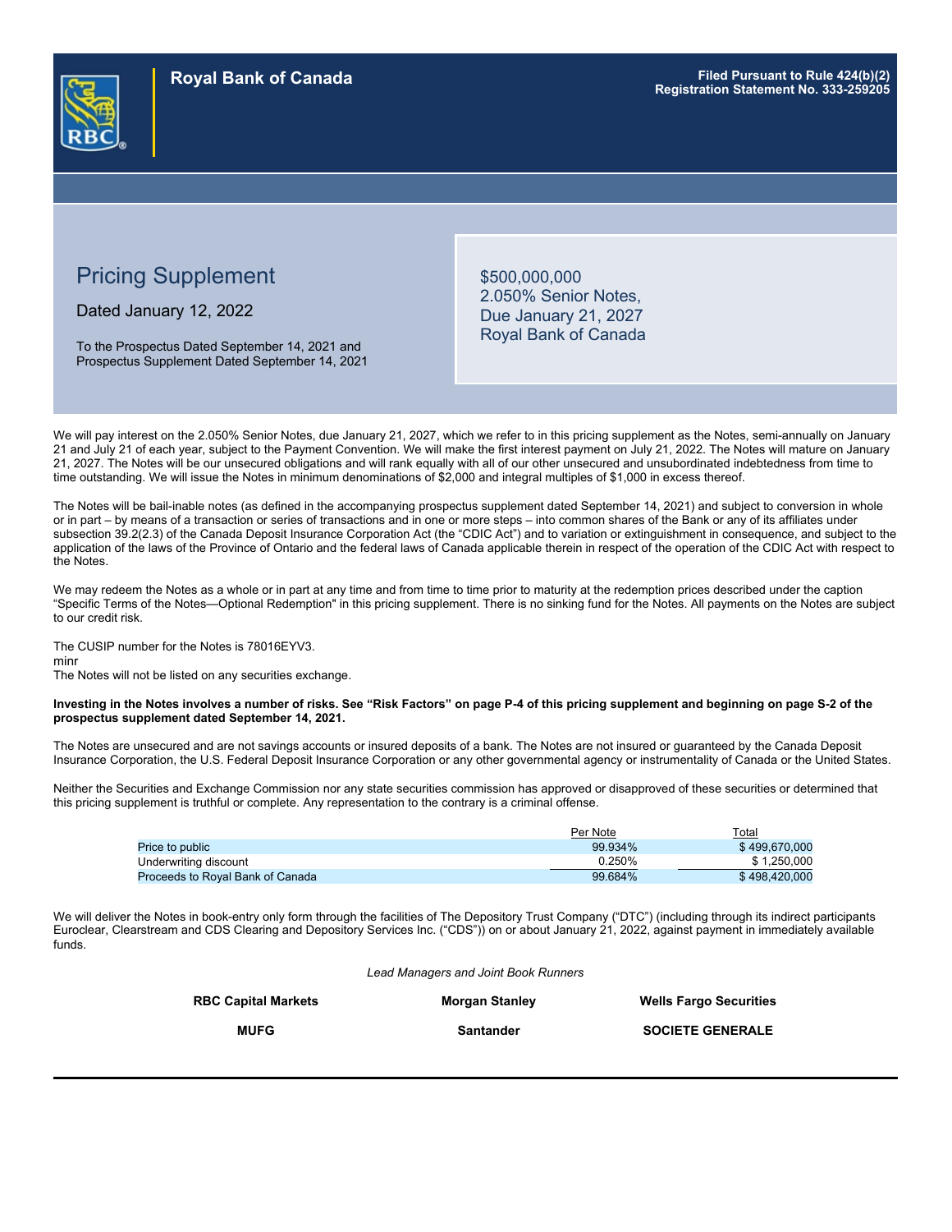**Royal Bank of Canada**

**Filed Pursuant to Rule 424(b)(2)**
**Registration Statement No. 333-259205**

# Pricing Supplement

Dated January 12, 2022

To the Prospectus Dated September 14, 2021 and Prospectus Supplement Dated September 14, 2021

$500,000,000
2.050% Senior Notes,
Due January 21, 2027
Royal Bank of Canada

We will pay interest on the 2.050% Senior Notes, due January 21, 2027, which we refer to in this pricing supplement as the Notes, semi-annually on January 21 and July 21 of each year, subject to the Payment Convention. We will make the first interest payment on July 21, 2022. The Notes will mature on January 21, 2027. The Notes will be our unsecured obligations and will rank equally with all of our other unsecured and unsubordinated indebtedness from time to time outstanding. We will issue the Notes in minimum denominations of $2,000 and integral multiples of $1,000 in excess thereof.

The Notes will be bail-inable notes (as defined in the accompanying prospectus supplement dated September 14, 2021) and subject to conversion in whole or in part – by means of a transaction or series of transactions and in one or more steps – into common shares of the Bank or any of its affiliates under subsection 39.2(2.3) of the Canada Deposit Insurance Corporation Act (the "CDIC Act") and to variation or extinguishment in consequence, and subject to the application of the laws of the Province of Ontario and the federal laws of Canada applicable therein in respect of the operation of the CDIC Act with respect to the Notes.

We may redeem the Notes as a whole or in part at any time and from time to time prior to maturity at the redemption prices described under the caption "Specific Terms of the Notes—Optional Redemption" in this pricing supplement. There is no sinking fund for the Notes. All payments on the Notes are subject to our credit risk.

The CUSIP number for the Notes is 78016EYV3.
minr
The Notes will not be listed on any securities exchange.

**Investing in the Notes involves a number of risks. See "Risk Factors" on page P-4 of this pricing supplement and beginning on page S-2 of the prospectus supplement dated September 14, 2021.**

The Notes are unsecured and are not savings accounts or insured deposits of a bank. The Notes are not insured or guaranteed by the Canada Deposit Insurance Corporation, the U.S. Federal Deposit Insurance Corporation or any other governmental agency or instrumentality of Canada or the United States.

Neither the Securities and Exchange Commission nor any state securities commission has approved or disapproved of these securities or determined that this pricing supplement is truthful or complete. Any representation to the contrary is a criminal offense.

| | Per Note | Total |
|---|---|---|
| Price to public | 99.934% | $ 499,670,000 |
| Underwriting discount | 0.250% | $ 1,250,000 |
| Proceeds to Royal Bank of Canada | 99.684% | $ 498,420,000 |

We will deliver the Notes in book-entry only form through the facilities of The Depository Trust Company ("DTC") (including through its indirect participants Euroclear, Clearstream and CDS Clearing and Depository Services Inc. ("CDS")) on or about January 21, 2022, against payment in immediately available funds.

*Lead Managers and Joint Book Runners*

**RBC Capital Markets** **Morgan Stanley** **Wells Fargo Securities**

**MUFG** **Santander** **SOCIETE GENERALE**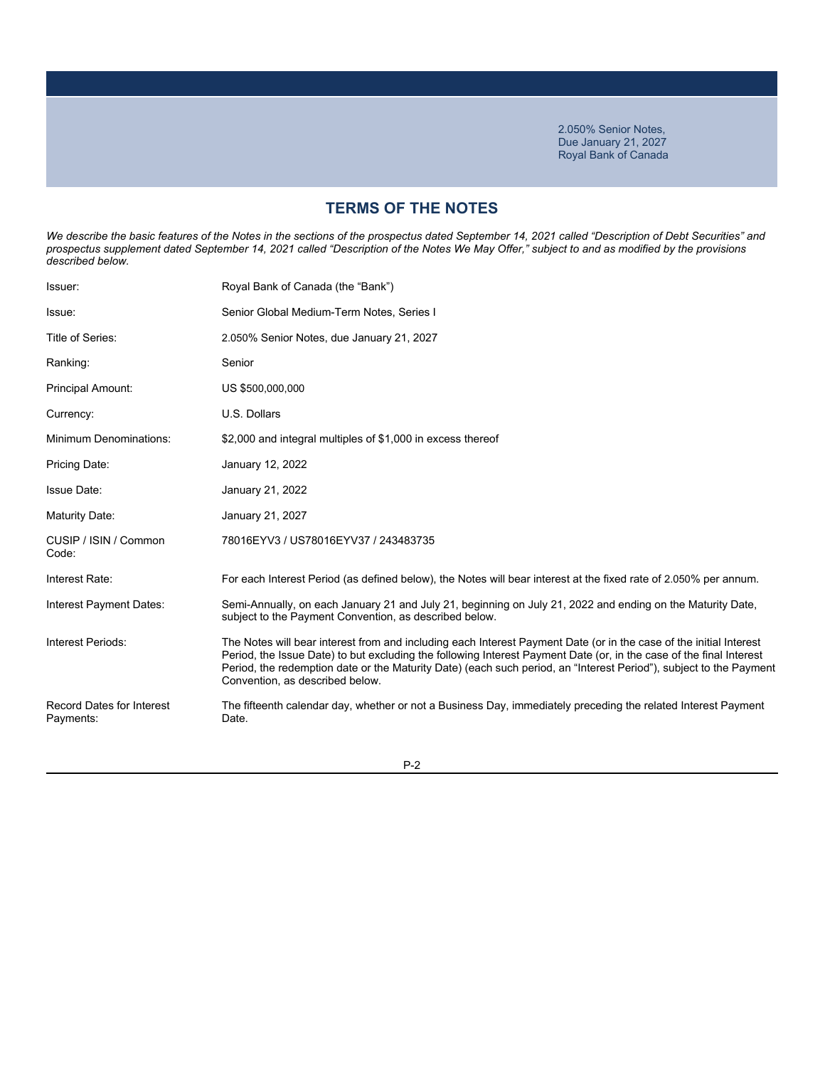2.050% Senior Notes,
Due January 21, 2027
Royal Bank of Canada

## TERMS OF THE NOTES

*We describe the basic features of the Notes in the sections of the prospectus dated September 14, 2021 called "Description of Debt Securities" and prospectus supplement dated September 14, 2021 called "Description of the Notes We May Offer," subject to and as modified by the provisions described below.*

| | |
|---|---|
| Issuer: | Royal Bank of Canada (the "Bank") |
| Issue: | Senior Global Medium-Term Notes, Series I |
| Title of Series: | 2.050% Senior Notes, due January 21, 2027 |
| Ranking: | Senior |
| Principal Amount: | US $500,000,000 |
| Currency: | U.S. Dollars |
| Minimum Denominations: | $2,000 and integral multiples of $1,000 in excess thereof |
| Pricing Date: | January 12, 2022 |
| Issue Date: | January 21, 2022 |
| Maturity Date: | January 21, 2027 |
| CUSIP / ISIN / Common Code: | 78016EYV3 / US78016EYV37 / 243483735 |
| Interest Rate: | For each Interest Period (as defined below), the Notes will bear interest at the fixed rate of 2.050% per annum. |
| Interest Payment Dates: | Semi-Annually, on each January 21 and July 21, beginning on July 21, 2022 and ending on the Maturity Date, subject to the Payment Convention, as described below. |
| Interest Periods: | The Notes will bear interest from and including each Interest Payment Date (or in the case of the initial Interest Period, the Issue Date) to but excluding the following Interest Payment Date (or, in the case of the final Interest Period, the redemption date or the Maturity Date) (each such period, an "Interest Period"), subject to the Payment Convention, as described below. |
| Record Dates for Interest Payments: | The fifteenth calendar day, whether or not a Business Day, immediately preceding the related Interest Payment Date. |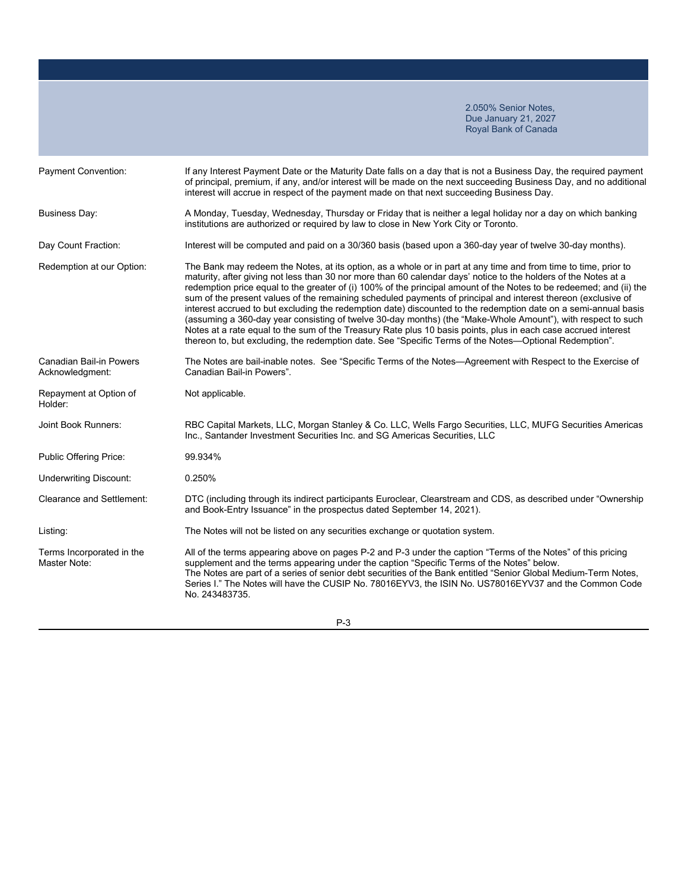2.050% Senior Notes,
Due January 21, 2027
Royal Bank of Canada

| | |
|---|---|
| Payment Convention: | If any Interest Payment Date or the Maturity Date falls on a day that is not a Business Day, the required payment of principal, premium, if any, and/or interest will be made on the next succeeding Business Day, and no additional interest will accrue in respect of the payment made on that next succeeding Business Day. |
| Business Day: | A Monday, Tuesday, Wednesday, Thursday or Friday that is neither a legal holiday nor a day on which banking institutions are authorized or required by law to close in New York City or Toronto. |
| Day Count Fraction: | Interest will be computed and paid on a 30/360 basis (based upon a 360-day year of twelve 30-day months). |
| Redemption at our Option: | The Bank may redeem the Notes, at its option, as a whole or in part at any time and from time to time, prior to maturity, after giving not less than 30 nor more than 60 calendar days' notice to the holders of the Notes at a redemption price equal to the greater of (i) 100% of the principal amount of the Notes to be redeemed; and (ii) the sum of the present values of the remaining scheduled payments of principal and interest thereon (exclusive of interest accrued to but excluding the redemption date) discounted to the redemption date on a semi-annual basis (assuming a 360-day year consisting of twelve 30-day months) (the "Make-Whole Amount"), with respect to such Notes at a rate equal to the sum of the Treasury Rate plus 10 basis points, plus in each case accrued interest thereon to, but excluding, the redemption date. See "Specific Terms of the Notes—Optional Redemption". |
| Canadian Bail-in Powers Acknowledgment: | The Notes are bail-inable notes. See "Specific Terms of the Notes—Agreement with Respect to the Exercise of Canadian Bail-in Powers". |
| Repayment at Option of Holder: | Not applicable. |
| Joint Book Runners: | RBC Capital Markets, LLC, Morgan Stanley & Co. LLC, Wells Fargo Securities, LLC, MUFG Securities Americas Inc., Santander Investment Securities Inc. and SG Americas Securities, LLC |
| Public Offering Price: | 99.934% |
| Underwriting Discount: | 0.250% |
| Clearance and Settlement: | DTC (including through its indirect participants Euroclear, Clearstream and CDS, as described under "Ownership and Book-Entry Issuance" in the prospectus dated September 14, 2021). |
| Listing: | The Notes will not be listed on any securities exchange or quotation system. |
| Terms Incorporated in the Master Note: | All of the terms appearing above on pages P-2 and P-3 under the caption "Terms of the Notes" of this pricing supplement and the terms appearing under the caption "Specific Terms of the Notes" below. The Notes are part of a series of senior debt securities of the Bank entitled "Senior Global Medium-Term Notes, Series I." The Notes will have the CUSIP No. 78016EYV3, the ISIN No. US78016EYV37 and the Common Code No. 243483735. |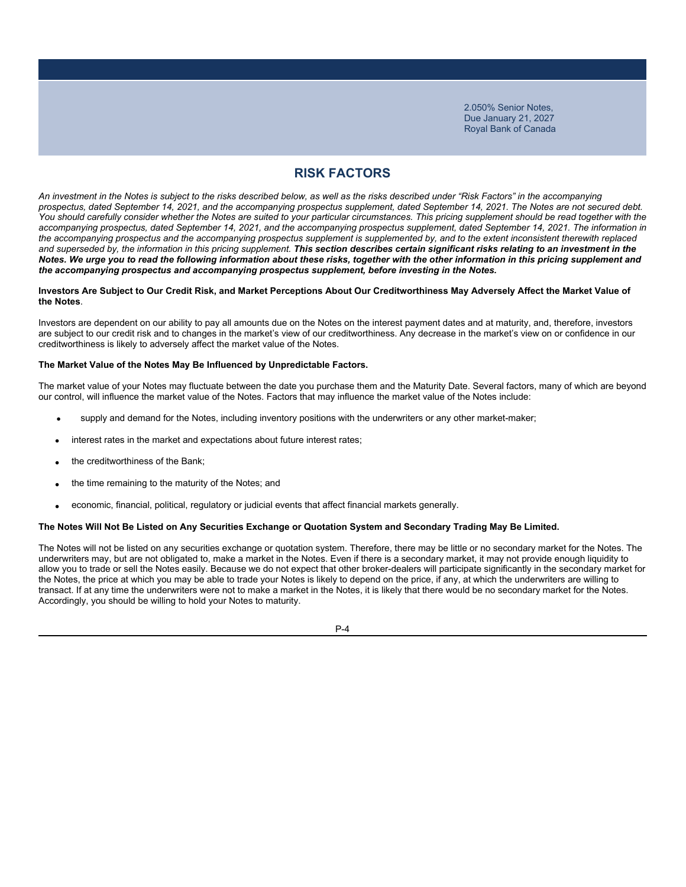# RISK FACTORS

*An investment in the Notes is subject to the risks described below, as well as the risks described under "Risk Factors" in the accompanying prospectus, dated September 14, 2021, and the accompanying prospectus supplement, dated September 14, 2021. The Notes are not secured debt. You should carefully consider whether the Notes are suited to your particular circumstances. This pricing supplement should be read together with the accompanying prospectus, dated September 14, 2021, and the accompanying prospectus supplement, dated September 14, 2021. The information in the accompanying prospectus and the accompanying prospectus supplement is supplemented by, and to the extent inconsistent therewith replaced and superseded by, the information in this pricing supplement.* ***This section describes certain significant risks relating to an investment in the Notes. We urge you to read the following information about these risks, together with the other information in this pricing supplement and the accompanying prospectus and accompanying prospectus supplement, before investing in the Notes.***

**Investors Are Subject to Our Credit Risk, and Market Perceptions About Our Creditworthiness May Adversely Affect the Market Value of the Notes**.

Investors are dependent on our ability to pay all amounts due on the Notes on the interest payment dates and at maturity, and, therefore, investors are subject to our credit risk and to changes in the market's view of our creditworthiness. Any decrease in the market's view on or confidence in our creditworthiness is likely to adversely affect the market value of the Notes.

**The Market Value of the Notes May Be Influenced by Unpredictable Factors.**

The market value of your Notes may fluctuate between the date you purchase them and the Maturity Date. Several factors, many of which are beyond our control, will influence the market value of the Notes. Factors that may influence the market value of the Notes include:

- supply and demand for the Notes, including inventory positions with the underwriters or any other market-maker;
- interest rates in the market and expectations about future interest rates;
- the creditworthiness of the Bank;
- the time remaining to the maturity of the Notes; and
- economic, financial, political, regulatory or judicial events that affect financial markets generally.

**The Notes Will Not Be Listed on Any Securities Exchange or Quotation System and Secondary Trading May Be Limited.**

The Notes will not be listed on any securities exchange or quotation system. Therefore, there may be little or no secondary market for the Notes. The underwriters may, but are not obligated to, make a market in the Notes. Even if there is a secondary market, it may not provide enough liquidity to allow you to trade or sell the Notes easily. Because we do not expect that other broker-dealers will participate significantly in the secondary market for the Notes, the price at which you may be able to trade your Notes is likely to depend on the price, if any, at which the underwriters are willing to transact. If at any time the underwriters were not to make a market in the Notes, it is likely that there would be no secondary market for the Notes. Accordingly, you should be willing to hold your Notes to maturity.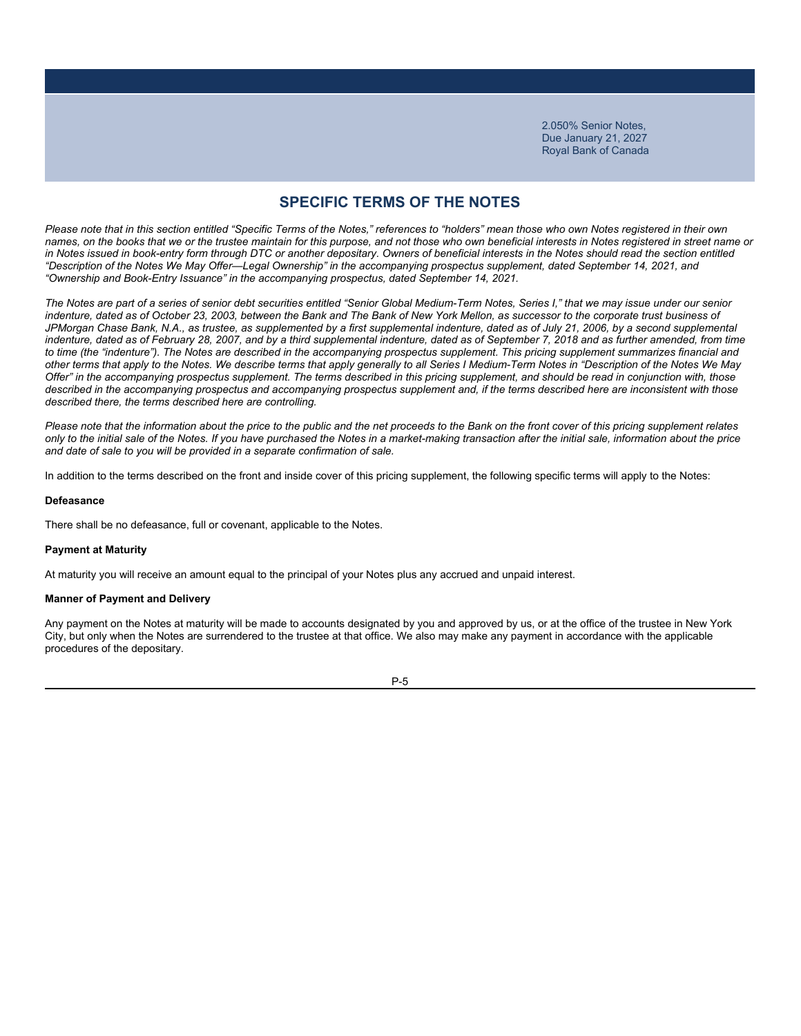## SPECIFIC TERMS OF THE NOTES

*Please note that in this section entitled "Specific Terms of the Notes," references to "holders" mean those who own Notes registered in their own names, on the books that we or the trustee maintain for this purpose, and not those who own beneficial interests in Notes registered in street name or in Notes issued in book-entry form through DTC or another depositary. Owners of beneficial interests in the Notes should read the section entitled "Description of the Notes We May Offer—Legal Ownership" in the accompanying prospectus supplement, dated September 14, 2021, and "Ownership and Book-Entry Issuance" in the accompanying prospectus, dated September 14, 2021.*

*The Notes are part of a series of senior debt securities entitled "Senior Global Medium-Term Notes, Series I," that we may issue under our senior indenture, dated as of October 23, 2003, between the Bank and The Bank of New York Mellon, as successor to the corporate trust business of JPMorgan Chase Bank, N.A., as trustee, as supplemented by a first supplemental indenture, dated as of July 21, 2006, by a second supplemental indenture, dated as of February 28, 2007, and by a third supplemental indenture, dated as of September 7, 2018 and as further amended, from time to time (the "indenture"). The Notes are described in the accompanying prospectus supplement. This pricing supplement summarizes financial and other terms that apply to the Notes. We describe terms that apply generally to all Series I Medium-Term Notes in "Description of the Notes We May Offer" in the accompanying prospectus supplement. The terms described in this pricing supplement, and should be read in conjunction with, those described in the accompanying prospectus and accompanying prospectus supplement and, if the terms described here are inconsistent with those described there, the terms described here are controlling.*

*Please note that the information about the price to the public and the net proceeds to the Bank on the front cover of this pricing supplement relates only to the initial sale of the Notes. If you have purchased the Notes in a market-making transaction after the initial sale, information about the price and date of sale to you will be provided in a separate confirmation of sale.*

In addition to the terms described on the front and inside cover of this pricing supplement, the following specific terms will apply to the Notes:

**Defeasance**

There shall be no defeasance, full or covenant, applicable to the Notes.

**Payment at Maturity**

At maturity you will receive an amount equal to the principal of your Notes plus any accrued and unpaid interest.

**Manner of Payment and Delivery**

Any payment on the Notes at maturity will be made to accounts designated by you and approved by us, or at the office of the trustee in New York City, but only when the Notes are surrendered to the trustee at that office. We also may make any payment in accordance with the applicable procedures of the depositary.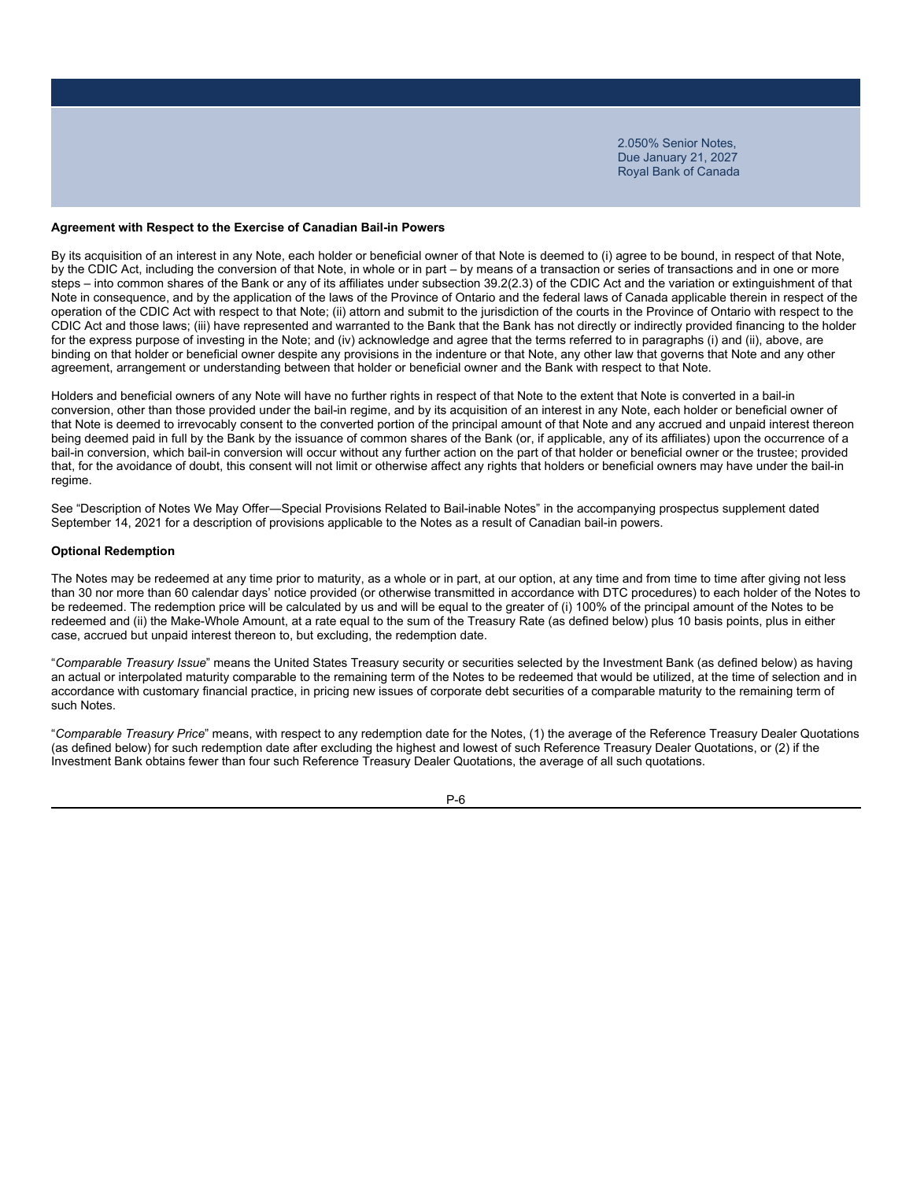## Agreement with Respect to the Exercise of Canadian Bail-in Powers

By its acquisition of an interest in any Note, each holder or beneficial owner of that Note is deemed to (i) agree to be bound, in respect of that Note, by the CDIC Act, including the conversion of that Note, in whole or in part – by means of a transaction or series of transactions and in one or more steps – into common shares of the Bank or any of its affiliates under subsection 39.2(2.3) of the CDIC Act and the variation or extinguishment of that Note in consequence, and by the application of the laws of the Province of Ontario and the federal laws of Canada applicable therein in respect of the operation of the CDIC Act with respect to that Note; (ii) attorn and submit to the jurisdiction of the courts in the Province of Ontario with respect to the CDIC Act and those laws; (iii) have represented and warranted to the Bank that the Bank has not directly or indirectly provided financing to the holder for the express purpose of investing in the Note; and (iv) acknowledge and agree that the terms referred to in paragraphs (i) and (ii), above, are binding on that holder or beneficial owner despite any provisions in the indenture or that Note, any other law that governs that Note and any other agreement, arrangement or understanding between that holder or beneficial owner and the Bank with respect to that Note.

Holders and beneficial owners of any Note will have no further rights in respect of that Note to the extent that Note is converted in a bail-in conversion, other than those provided under the bail-in regime, and by its acquisition of an interest in any Note, each holder or beneficial owner of that Note is deemed to irrevocably consent to the converted portion of the principal amount of that Note and any accrued and unpaid interest thereon being deemed paid in full by the Bank by the issuance of common shares of the Bank (or, if applicable, any of its affiliates) upon the occurrence of a bail-in conversion, which bail-in conversion will occur without any further action on the part of that holder or beneficial owner or the trustee; provided that, for the avoidance of doubt, this consent will not limit or otherwise affect any rights that holders or beneficial owners may have under the bail-in regime.

See "Description of Notes We May Offer—Special Provisions Related to Bail-inable Notes" in the accompanying prospectus supplement dated September 14, 2021 for a description of provisions applicable to the Notes as a result of Canadian bail-in powers.

## Optional Redemption

The Notes may be redeemed at any time prior to maturity, as a whole or in part, at our option, at any time and from time to time after giving not less than 30 nor more than 60 calendar days' notice provided (or otherwise transmitted in accordance with DTC procedures) to each holder of the Notes to be redeemed. The redemption price will be calculated by us and will be equal to the greater of (i) 100% of the principal amount of the Notes to be redeemed and (ii) the Make-Whole Amount, at a rate equal to the sum of the Treasury Rate (as defined below) plus 10 basis points, plus in either case, accrued but unpaid interest thereon to, but excluding, the redemption date.

"*Comparable Treasury Issue*" means the United States Treasury security or securities selected by the Investment Bank (as defined below) as having an actual or interpolated maturity comparable to the remaining term of the Notes to be redeemed that would be utilized, at the time of selection and in accordance with customary financial practice, in pricing new issues of corporate debt securities of a comparable maturity to the remaining term of such Notes.

"*Comparable Treasury Price*" means, with respect to any redemption date for the Notes, (1) the average of the Reference Treasury Dealer Quotations (as defined below) for such redemption date after excluding the highest and lowest of such Reference Treasury Dealer Quotations, or (2) if the Investment Bank obtains fewer than four such Reference Treasury Dealer Quotations, the average of all such quotations.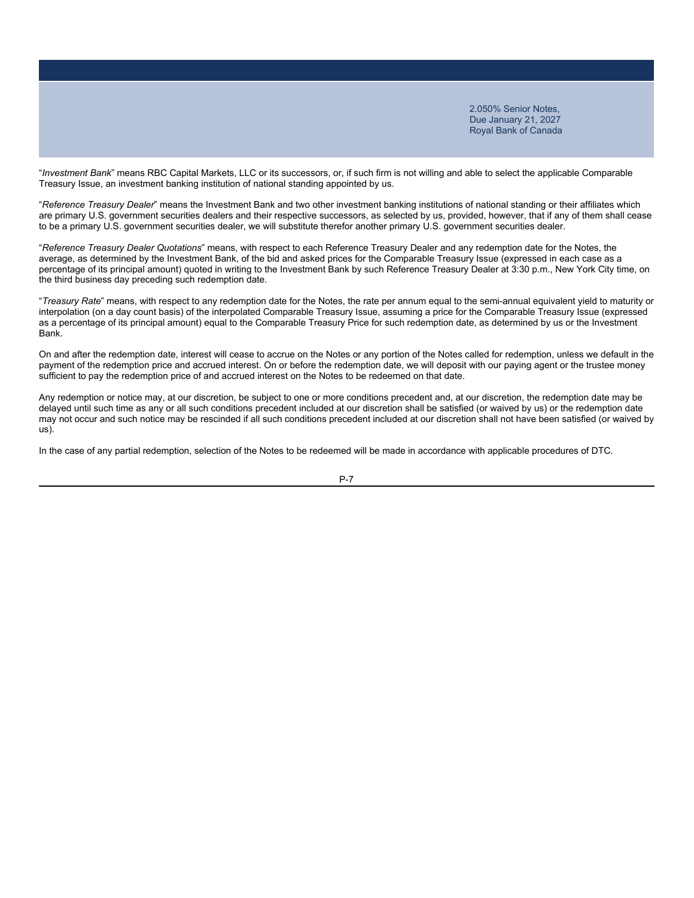"*Investment Bank*" means RBC Capital Markets, LLC or its successors, or, if such firm is not willing and able to select the applicable Comparable Treasury Issue, an investment banking institution of national standing appointed by us.

"*Reference Treasury Dealer*" means the Investment Bank and two other investment banking institutions of national standing or their affiliates which are primary U.S. government securities dealers and their respective successors, as selected by us, provided, however, that if any of them shall cease to be a primary U.S. government securities dealer, we will substitute therefor another primary U.S. government securities dealer.

"*Reference Treasury Dealer Quotations*" means, with respect to each Reference Treasury Dealer and any redemption date for the Notes, the average, as determined by the Investment Bank, of the bid and asked prices for the Comparable Treasury Issue (expressed in each case as a percentage of its principal amount) quoted in writing to the Investment Bank by such Reference Treasury Dealer at 3:30 p.m., New York City time, on the third business day preceding such redemption date.

"*Treasury Rate*" means, with respect to any redemption date for the Notes, the rate per annum equal to the semi-annual equivalent yield to maturity or interpolation (on a day count basis) of the interpolated Comparable Treasury Issue, assuming a price for the Comparable Treasury Issue (expressed as a percentage of its principal amount) equal to the Comparable Treasury Price for such redemption date, as determined by us or the Investment Bank.

On and after the redemption date, interest will cease to accrue on the Notes or any portion of the Notes called for redemption, unless we default in the payment of the redemption price and accrued interest. On or before the redemption date, we will deposit with our paying agent or the trustee money sufficient to pay the redemption price of and accrued interest on the Notes to be redeemed on that date.

Any redemption or notice may, at our discretion, be subject to one or more conditions precedent and, at our discretion, the redemption date may be delayed until such time as any or all such conditions precedent included at our discretion shall be satisfied (or waived by us) or the redemption date may not occur and such notice may be rescinded if all such conditions precedent included at our discretion shall not have been satisfied (or waived by us).

In the case of any partial redemption, selection of the Notes to be redeemed will be made in accordance with applicable procedures of DTC.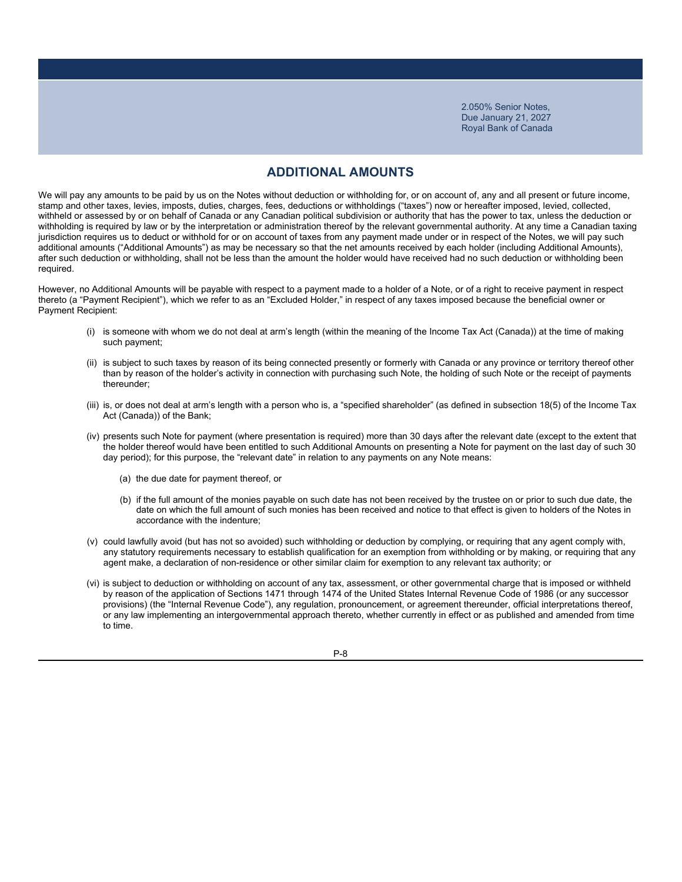## ADDITIONAL AMOUNTS

We will pay any amounts to be paid by us on the Notes without deduction or withholding for, or on account of, any and all present or future income, stamp and other taxes, levies, imposts, duties, charges, fees, deductions or withholdings ("taxes") now or hereafter imposed, levied, collected, withheld or assessed by or on behalf of Canada or any Canadian political subdivision or authority that has the power to tax, unless the deduction or withholding is required by law or by the interpretation or administration thereof by the relevant governmental authority. At any time a Canadian taxing jurisdiction requires us to deduct or withhold for or on account of taxes from any payment made under or in respect of the Notes, we will pay such additional amounts ("Additional Amounts") as may be necessary so that the net amounts received by each holder (including Additional Amounts), after such deduction or withholding, shall not be less than the amount the holder would have received had no such deduction or withholding been required.

However, no Additional Amounts will be payable with respect to a payment made to a holder of a Note, or of a right to receive payment in respect thereto (a "Payment Recipient"), which we refer to as an "Excluded Holder," in respect of any taxes imposed because the beneficial owner or Payment Recipient:

(i) is someone with whom we do not deal at arm's length (within the meaning of the Income Tax Act (Canada)) at the time of making such payment;

(ii) is subject to such taxes by reason of its being connected presently or formerly with Canada or any province or territory thereof other than by reason of the holder's activity in connection with purchasing such Note, the holding of such Note or the receipt of payments thereunder;

(iii) is, or does not deal at arm's length with a person who is, a "specified shareholder" (as defined in subsection 18(5) of the Income Tax Act (Canada)) of the Bank;

(iv) presents such Note for payment (where presentation is required) more than 30 days after the relevant date (except to the extent that the holder thereof would have been entitled to such Additional Amounts on presenting a Note for payment on the last day of such 30 day period); for this purpose, the "relevant date" in relation to any payments on any Note means:

  (a) the due date for payment thereof, or

  (b) if the full amount of the monies payable on such date has not been received by the trustee on or prior to such due date, the date on which the full amount of such monies has been received and notice to that effect is given to holders of the Notes in accordance with the indenture;

(v) could lawfully avoid (but has not so avoided) such withholding or deduction by complying, or requiring that any agent comply with, any statutory requirements necessary to establish qualification for an exemption from withholding or by making, or requiring that any agent make, a declaration of non-residence or other similar claim for exemption to any relevant tax authority; or

(vi) is subject to deduction or withholding on account of any tax, assessment, or other governmental charge that is imposed or withheld by reason of the application of Sections 1471 through 1474 of the United States Internal Revenue Code of 1986 (or any successor provisions) (the "Internal Revenue Code"), any regulation, pronouncement, or agreement thereunder, official interpretations thereof, or any law implementing an intergovernmental approach thereto, whether currently in effect or as published and amended from time to time.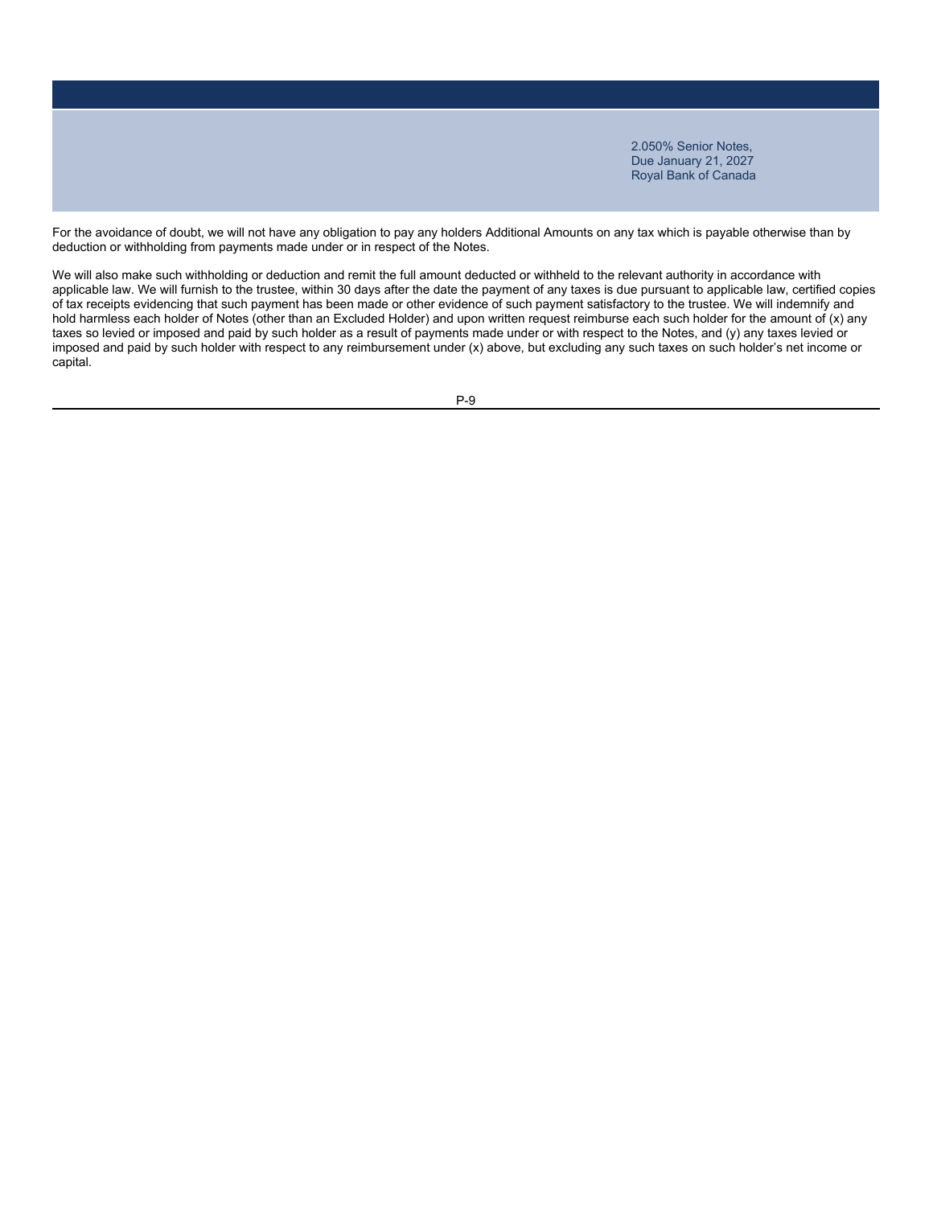For the avoidance of doubt, we will not have any obligation to pay any holders Additional Amounts on any tax which is payable otherwise than by deduction or withholding from payments made under or in respect of the Notes.

We will also make such withholding or deduction and remit the full amount deducted or withheld to the relevant authority in accordance with applicable law. We will furnish to the trustee, within 30 days after the date the payment of any taxes is due pursuant to applicable law, certified copies of tax receipts evidencing that such payment has been made or other evidence of such payment satisfactory to the trustee. We will indemnify and hold harmless each holder of Notes (other than an Excluded Holder) and upon written request reimburse each such holder for the amount of (x) any taxes so levied or imposed and paid by such holder as a result of payments made under or with respect to the Notes, and (y) any taxes levied or imposed and paid by such holder with respect to any reimbursement under (x) above, but excluding any such taxes on such holder's net income or capital.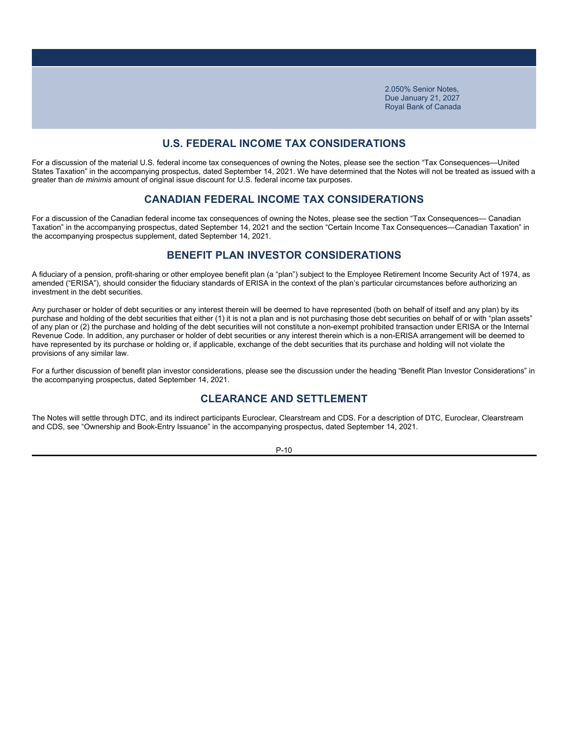## U.S. FEDERAL INCOME TAX CONSIDERATIONS

For a discussion of the material U.S. federal income tax consequences of owning the Notes, please see the section "Tax Consequences—United States Taxation" in the accompanying prospectus, dated September 14, 2021. We have determined that the Notes will not be treated as issued with a greater than *de minimis* amount of original issue discount for U.S. federal income tax purposes.

## CANADIAN FEDERAL INCOME TAX CONSIDERATIONS

For a discussion of the Canadian federal income tax consequences of owning the Notes, please see the section "Tax Consequences— Canadian Taxation" in the accompanying prospectus, dated September 14, 2021 and the section "Certain Income Tax Consequences—Canadian Taxation" in the accompanying prospectus supplement, dated September 14, 2021.

## BENEFIT PLAN INVESTOR CONSIDERATIONS

A fiduciary of a pension, profit-sharing or other employee benefit plan (a "plan") subject to the Employee Retirement Income Security Act of 1974, as amended ("ERISA"), should consider the fiduciary standards of ERISA in the context of the plan's particular circumstances before authorizing an investment in the debt securities.

Any purchaser or holder of debt securities or any interest therein will be deemed to have represented (both on behalf of itself and any plan) by its purchase and holding of the debt securities that either (1) it is not a plan and is not purchasing those debt securities on behalf of or with "plan assets" of any plan or (2) the purchase and holding of the debt securities will not constitute a non-exempt prohibited transaction under ERISA or the Internal Revenue Code. In addition, any purchaser or holder of debt securities or any interest therein which is a non-ERISA arrangement will be deemed to have represented by its purchase or holding or, if applicable, exchange of the debt securities that its purchase and holding will not violate the provisions of any similar law.

For a further discussion of benefit plan investor considerations, please see the discussion under the heading "Benefit Plan Investor Considerations" in the accompanying prospectus, dated September 14, 2021.

## CLEARANCE AND SETTLEMENT

The Notes will settle through DTC, and its indirect participants Euroclear, Clearstream and CDS. For a description of DTC, Euroclear, Clearstream and CDS, see "Ownership and Book-Entry Issuance" in the accompanying prospectus, dated September 14, 2021.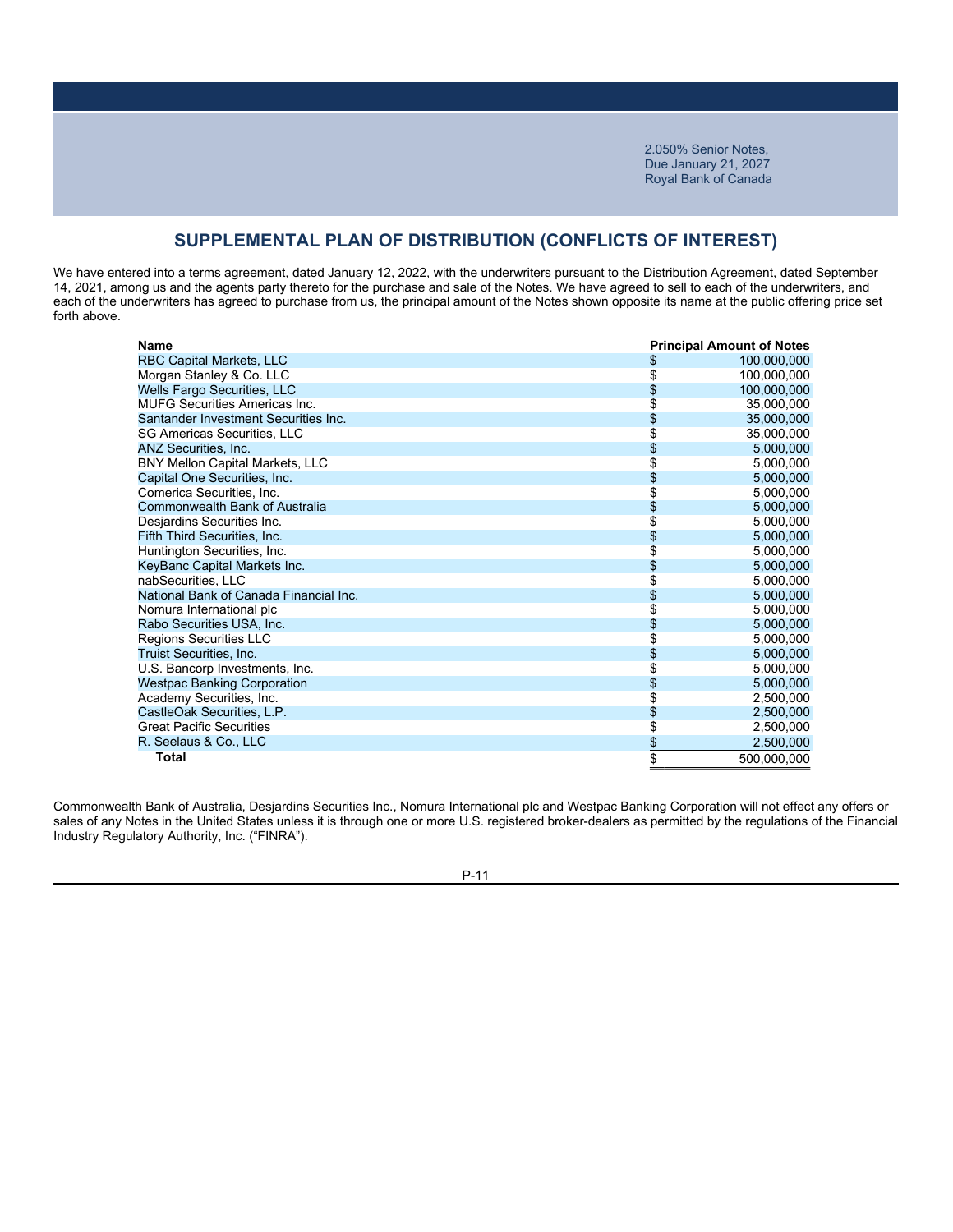2.050% Senior Notes,
Due January 21, 2027
Royal Bank of Canada

## SUPPLEMENTAL PLAN OF DISTRIBUTION (CONFLICTS OF INTEREST)

We have entered into a terms agreement, dated January 12, 2022, with the underwriters pursuant to the Distribution Agreement, dated September 14, 2021, among us and the agents party thereto for the purchase and sale of the Notes. We have agreed to sell to each of the underwriters, and each of the underwriters has agreed to purchase from us, the principal amount of the Notes shown opposite its name at the public offering price set forth above.

| Name | Principal Amount of Notes |
|---|---|
| RBC Capital Markets, LLC | $ 100,000,000 |
| Morgan Stanley & Co. LLC | $ 100,000,000 |
| Wells Fargo Securities, LLC | $ 100,000,000 |
| MUFG Securities Americas Inc. | $ 35,000,000 |
| Santander Investment Securities Inc. | $ 35,000,000 |
| SG Americas Securities, LLC | $ 35,000,000 |
| ANZ Securities, Inc. | $ 5,000,000 |
| BNY Mellon Capital Markets, LLC | $ 5,000,000 |
| Capital One Securities, Inc. | $ 5,000,000 |
| Comerica Securities, Inc. | $ 5,000,000 |
| Commonwealth Bank of Australia | $ 5,000,000 |
| Desjardins Securities Inc. | $ 5,000,000 |
| Fifth Third Securities, Inc. | $ 5,000,000 |
| Huntington Securities, Inc. | $ 5,000,000 |
| KeyBanc Capital Markets Inc. | $ 5,000,000 |
| nabSecurities, LLC | $ 5,000,000 |
| National Bank of Canada Financial Inc. | $ 5,000,000 |
| Nomura International plc | $ 5,000,000 |
| Rabo Securities USA, Inc. | $ 5,000,000 |
| Regions Securities LLC | $ 5,000,000 |
| Truist Securities, Inc. | $ 5,000,000 |
| U.S. Bancorp Investments, Inc. | $ 5,000,000 |
| Westpac Banking Corporation | $ 5,000,000 |
| Academy Securities, Inc. | $ 2,500,000 |
| CastleOak Securities, L.P. | $ 2,500,000 |
| Great Pacific Securities | $ 2,500,000 |
| R. Seelaus & Co., LLC | $ 2,500,000 |
| **Total** | $ 500,000,000 |

Commonwealth Bank of Australia, Desjardins Securities Inc., Nomura International plc and Westpac Banking Corporation will not effect any offers or sales of any Notes in the United States unless it is through one or more U.S. registered broker-dealers as permitted by the regulations of the Financial Industry Regulatory Authority, Inc. ("FINRA").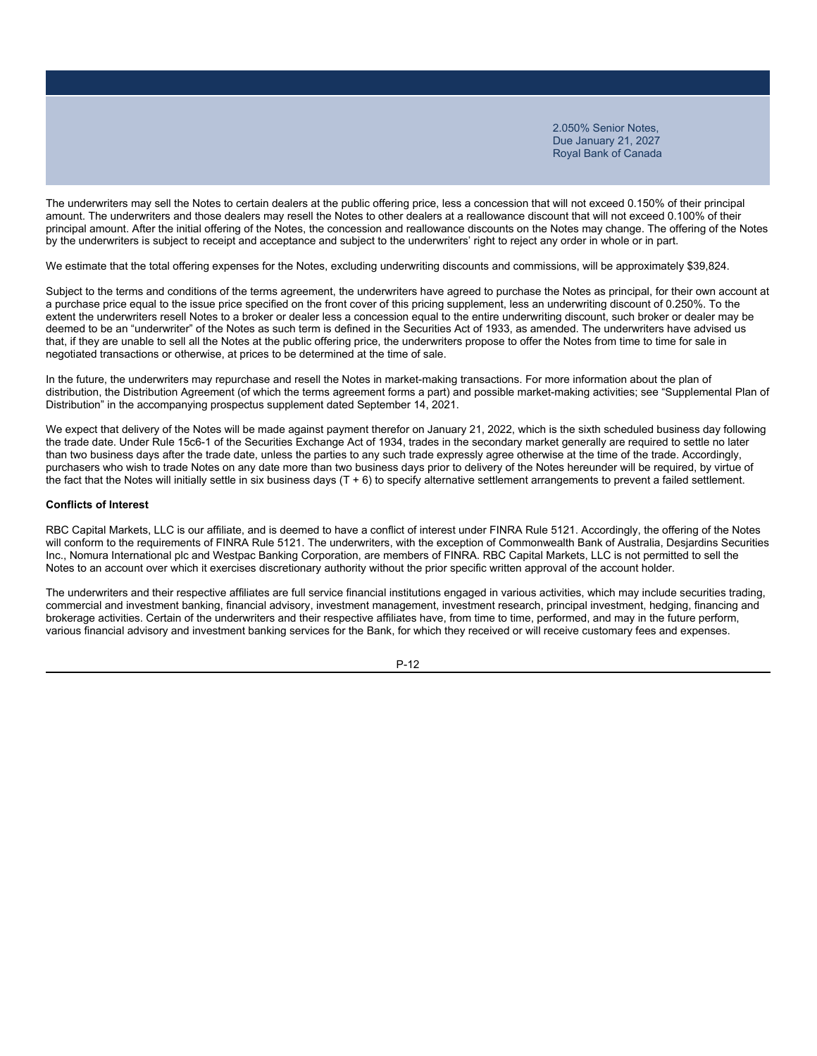The underwriters may sell the Notes to certain dealers at the public offering price, less a concession that will not exceed 0.150% of their principal amount. The underwriters and those dealers may resell the Notes to other dealers at a reallowance discount that will not exceed 0.100% of their principal amount. After the initial offering of the Notes, the concession and reallowance discounts on the Notes may change. The offering of the Notes by the underwriters is subject to receipt and acceptance and subject to the underwriters' right to reject any order in whole or in part.

We estimate that the total offering expenses for the Notes, excluding underwriting discounts and commissions, will be approximately $39,824.

Subject to the terms and conditions of the terms agreement, the underwriters have agreed to purchase the Notes as principal, for their own account at a purchase price equal to the issue price specified on the front cover of this pricing supplement, less an underwriting discount of 0.250%. To the extent the underwriters resell Notes to a broker or dealer less a concession equal to the entire underwriting discount, such broker or dealer may be deemed to be an "underwriter" of the Notes as such term is defined in the Securities Act of 1933, as amended. The underwriters have advised us that, if they are unable to sell all the Notes at the public offering price, the underwriters propose to offer the Notes from time to time for sale in negotiated transactions or otherwise, at prices to be determined at the time of sale.

In the future, the underwriters may repurchase and resell the Notes in market-making transactions. For more information about the plan of distribution, the Distribution Agreement (of which the terms agreement forms a part) and possible market-making activities; see "Supplemental Plan of Distribution" in the accompanying prospectus supplement dated September 14, 2021.

We expect that delivery of the Notes will be made against payment therefor on January 21, 2022, which is the sixth scheduled business day following the trade date. Under Rule 15c6-1 of the Securities Exchange Act of 1934, trades in the secondary market generally are required to settle no later than two business days after the trade date, unless the parties to any such trade expressly agree otherwise at the time of the trade. Accordingly, purchasers who wish to trade Notes on any date more than two business days prior to delivery of the Notes hereunder will be required, by virtue of the fact that the Notes will initially settle in six business days (T + 6) to specify alternative settlement arrangements to prevent a failed settlement.

**Conflicts of Interest**

RBC Capital Markets, LLC is our affiliate, and is deemed to have a conflict of interest under FINRA Rule 5121. Accordingly, the offering of the Notes will conform to the requirements of FINRA Rule 5121. The underwriters, with the exception of Commonwealth Bank of Australia, Desjardins Securities Inc., Nomura International plc and Westpac Banking Corporation, are members of FINRA. RBC Capital Markets, LLC is not permitted to sell the Notes to an account over which it exercises discretionary authority without the prior specific written approval of the account holder.

The underwriters and their respective affiliates are full service financial institutions engaged in various activities, which may include securities trading, commercial and investment banking, financial advisory, investment management, investment research, principal investment, hedging, financing and brokerage activities. Certain of the underwriters and their respective affiliates have, from time to time, performed, and may in the future perform, various financial advisory and investment banking services for the Bank, for which they received or will receive customary fees and expenses.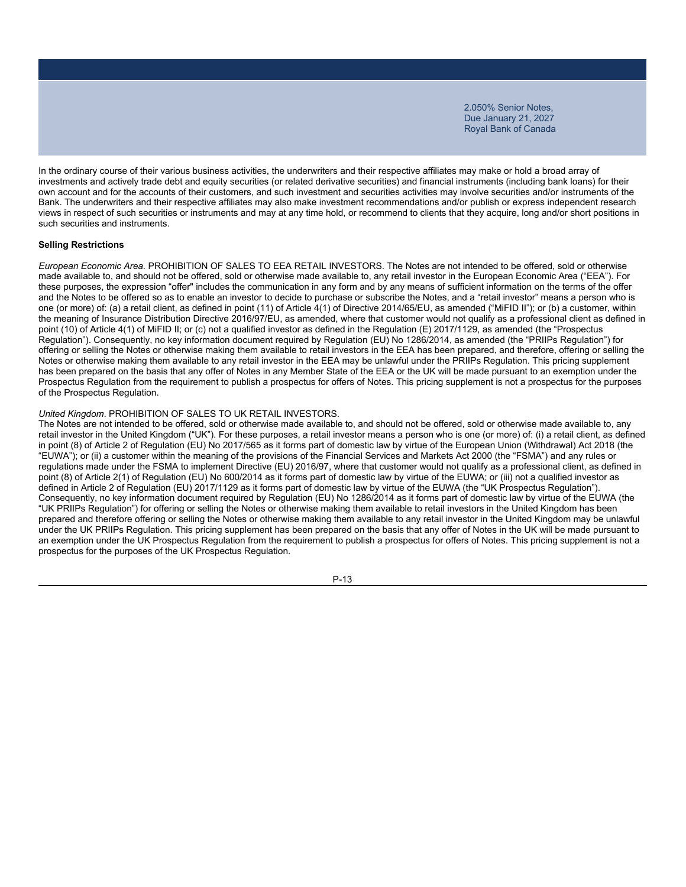In the ordinary course of their various business activities, the underwriters and their respective affiliates may make or hold a broad array of investments and actively trade debt and equity securities (or related derivative securities) and financial instruments (including bank loans) for their own account and for the accounts of their customers, and such investment and securities activities may involve securities and/or instruments of the Bank. The underwriters and their respective affiliates may also make investment recommendations and/or publish or express independent research views in respect of such securities or instruments and may at any time hold, or recommend to clients that they acquire, long and/or short positions in such securities and instruments.

**Selling Restrictions**

*European Economic Area.* PROHIBITION OF SALES TO EEA RETAIL INVESTORS. The Notes are not intended to be offered, sold or otherwise made available to, and should not be offered, sold or otherwise made available to, any retail investor in the European Economic Area ("EEA"). For these purposes, the expression "offer" includes the communication in any form and by any means of sufficient information on the terms of the offer and the Notes to be offered so as to enable an investor to decide to purchase or subscribe the Notes, and a "retail investor" means a person who is one (or more) of: (a) a retail client, as defined in point (11) of Article 4(1) of Directive 2014/65/EU, as amended ("MiFID II"); or (b) a customer, within the meaning of Insurance Distribution Directive 2016/97/EU, as amended, where that customer would not qualify as a professional client as defined in point (10) of Article 4(1) of MiFID II; or (c) not a qualified investor as defined in the Regulation (E) 2017/1129, as amended (the "Prospectus Regulation"). Consequently, no key information document required by Regulation (EU) No 1286/2014, as amended (the "PRIIPs Regulation") for offering or selling the Notes or otherwise making them available to retail investors in the EEA has been prepared, and therefore, offering or selling the Notes or otherwise making them available to any retail investor in the EEA may be unlawful under the PRIIPs Regulation. This pricing supplement has been prepared on the basis that any offer of Notes in any Member State of the EEA or the UK will be made pursuant to an exemption under the Prospectus Regulation from the requirement to publish a prospectus for offers of Notes. This pricing supplement is not a prospectus for the purposes of the Prospectus Regulation.

*United Kingdom*. PROHIBITION OF SALES TO UK RETAIL INVESTORS.
The Notes are not intended to be offered, sold or otherwise made available to, and should not be offered, sold or otherwise made available to, any retail investor in the United Kingdom ("UK"). For these purposes, a retail investor means a person who is one (or more) of: (i) a retail client, as defined in point (8) of Article 2 of Regulation (EU) No 2017/565 as it forms part of domestic law by virtue of the European Union (Withdrawal) Act 2018 (the "EUWA"); or (ii) a customer within the meaning of the provisions of the Financial Services and Markets Act 2000 (the "FSMA") and any rules or regulations made under the FSMA to implement Directive (EU) 2016/97, where that customer would not qualify as a professional client, as defined in point (8) of Article 2(1) of Regulation (EU) No 600/2014 as it forms part of domestic law by virtue of the EUWA; or (iii) not a qualified investor as defined in Article 2 of Regulation (EU) 2017/1129 as it forms part of domestic law by virtue of the EUWA (the "UK Prospectus Regulation"). Consequently, no key information document required by Regulation (EU) No 1286/2014 as it forms part of domestic law by virtue of the EUWA (the "UK PRIIPs Regulation") for offering or selling the Notes or otherwise making them available to retail investors in the United Kingdom has been prepared and therefore offering or selling the Notes or otherwise making them available to any retail investor in the United Kingdom may be unlawful under the UK PRIIPs Regulation. This pricing supplement has been prepared on the basis that any offer of Notes in the UK will be made pursuant to an exemption under the UK Prospectus Regulation from the requirement to publish a prospectus for offers of Notes. This pricing supplement is not a prospectus for the purposes of the UK Prospectus Regulation.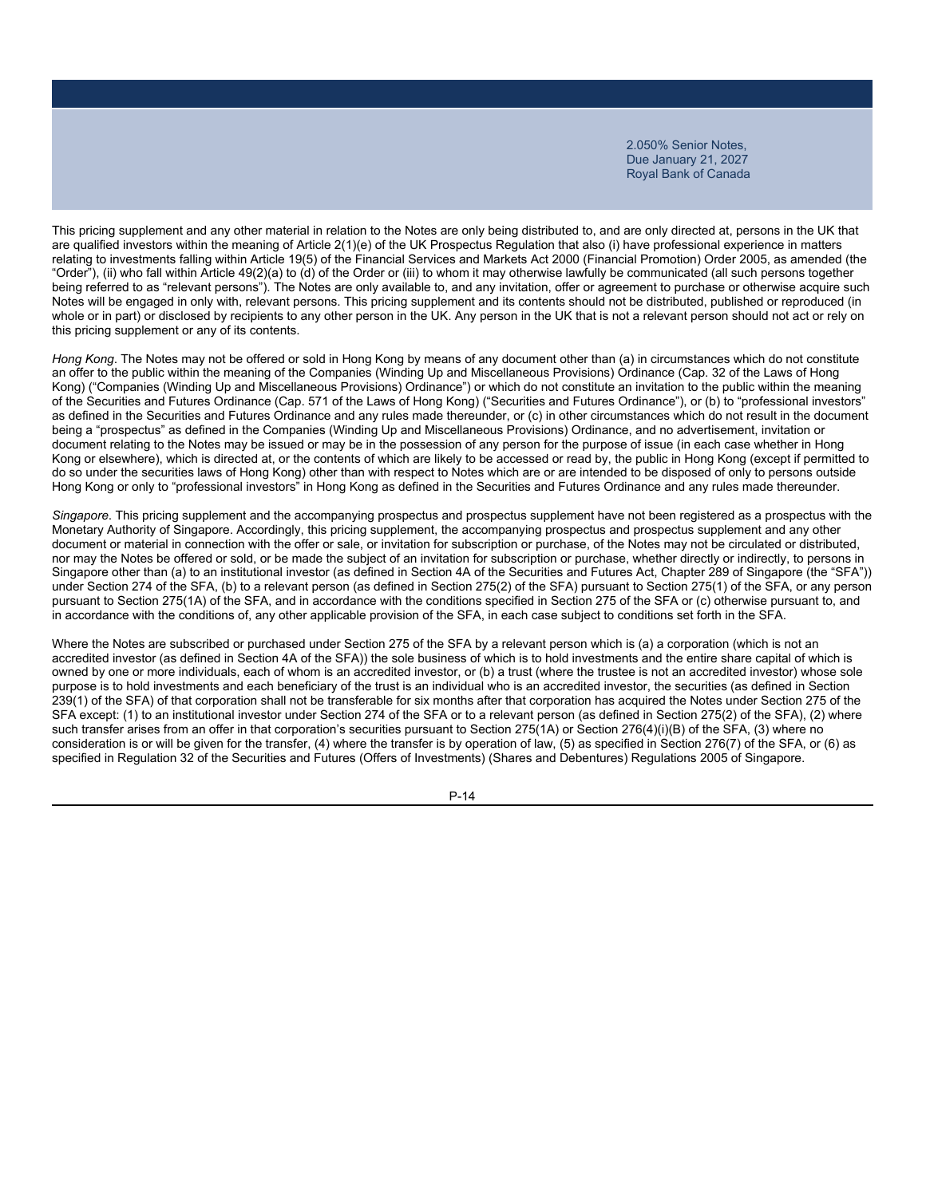This pricing supplement and any other material in relation to the Notes are only being distributed to, and are only directed at, persons in the UK that are qualified investors within the meaning of Article 2(1)(e) of the UK Prospectus Regulation that also (i) have professional experience in matters relating to investments falling within Article 19(5) of the Financial Services and Markets Act 2000 (Financial Promotion) Order 2005, as amended (the "Order"), (ii) who fall within Article 49(2)(a) to (d) of the Order or (iii) to whom it may otherwise lawfully be communicated (all such persons together being referred to as "relevant persons"). The Notes are only available to, and any invitation, offer or agreement to purchase or otherwise acquire such Notes will be engaged in only with, relevant persons. This pricing supplement and its contents should not be distributed, published or reproduced (in whole or in part) or disclosed by recipients to any other person in the UK. Any person in the UK that is not a relevant person should not act or rely on this pricing supplement or any of its contents.

*Hong Kong*. The Notes may not be offered or sold in Hong Kong by means of any document other than (a) in circumstances which do not constitute an offer to the public within the meaning of the Companies (Winding Up and Miscellaneous Provisions) Ordinance (Cap. 32 of the Laws of Hong Kong) ("Companies (Winding Up and Miscellaneous Provisions) Ordinance") or which do not constitute an invitation to the public within the meaning of the Securities and Futures Ordinance (Cap. 571 of the Laws of Hong Kong) ("Securities and Futures Ordinance"), or (b) to "professional investors" as defined in the Securities and Futures Ordinance and any rules made thereunder, or (c) in other circumstances which do not result in the document being a "prospectus" as defined in the Companies (Winding Up and Miscellaneous Provisions) Ordinance, and no advertisement, invitation or document relating to the Notes may be issued or may be in the possession of any person for the purpose of issue (in each case whether in Hong Kong or elsewhere), which is directed at, or the contents of which are likely to be accessed or read by, the public in Hong Kong (except if permitted to do so under the securities laws of Hong Kong) other than with respect to Notes which are or are intended to be disposed of only to persons outside Hong Kong or only to "professional investors" in Hong Kong as defined in the Securities and Futures Ordinance and any rules made thereunder.

*Singapore*. This pricing supplement and the accompanying prospectus and prospectus supplement have not been registered as a prospectus with the Monetary Authority of Singapore. Accordingly, this pricing supplement, the accompanying prospectus and prospectus supplement and any other document or material in connection with the offer or sale, or invitation for subscription or purchase, of the Notes may not be circulated or distributed, nor may the Notes be offered or sold, or be made the subject of an invitation for subscription or purchase, whether directly or indirectly, to persons in Singapore other than (a) to an institutional investor (as defined in Section 4A of the Securities and Futures Act, Chapter 289 of Singapore (the "SFA")) under Section 274 of the SFA, (b) to a relevant person (as defined in Section 275(2) of the SFA) pursuant to Section 275(1) of the SFA, or any person pursuant to Section 275(1A) of the SFA, and in accordance with the conditions specified in Section 275 of the SFA or (c) otherwise pursuant to, and in accordance with the conditions of, any other applicable provision of the SFA, in each case subject to conditions set forth in the SFA.

Where the Notes are subscribed or purchased under Section 275 of the SFA by a relevant person which is (a) a corporation (which is not an accredited investor (as defined in Section 4A of the SFA)) the sole business of which is to hold investments and the entire share capital of which is owned by one or more individuals, each of whom is an accredited investor, or (b) a trust (where the trustee is not an accredited investor) whose sole purpose is to hold investments and each beneficiary of the trust is an individual who is an accredited investor, the securities (as defined in Section 239(1) of the SFA) of that corporation shall not be transferable for six months after that corporation has acquired the Notes under Section 275 of the SFA except: (1) to an institutional investor under Section 274 of the SFA or to a relevant person (as defined in Section 275(2) of the SFA), (2) where such transfer arises from an offer in that corporation's securities pursuant to Section 275(1A) or Section 276(4)(i)(B) of the SFA, (3) where no consideration is or will be given for the transfer, (4) where the transfer is by operation of law, (5) as specified in Section 276(7) of the SFA, or (6) as specified in Regulation 32 of the Securities and Futures (Offers of Investments) (Shares and Debentures) Regulations 2005 of Singapore.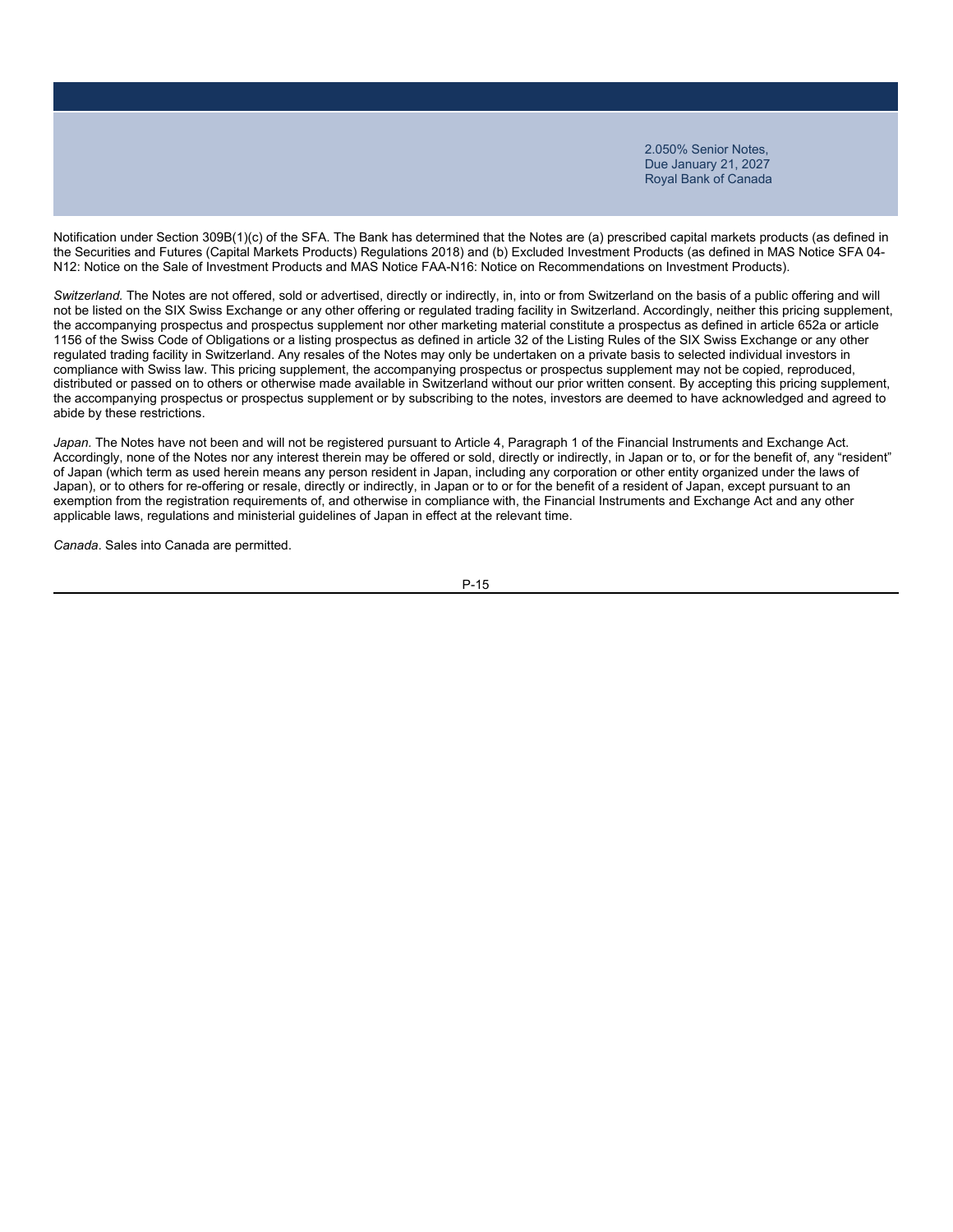Notification under Section 309B(1)(c) of the SFA. The Bank has determined that the Notes are (a) prescribed capital markets products (as defined in the Securities and Futures (Capital Markets Products) Regulations 2018) and (b) Excluded Investment Products (as defined in MAS Notice SFA 04-N12: Notice on the Sale of Investment Products and MAS Notice FAA-N16: Notice on Recommendations on Investment Products).

*Switzerland.* The Notes are not offered, sold or advertised, directly or indirectly, in, into or from Switzerland on the basis of a public offering and will not be listed on the SIX Swiss Exchange or any other offering or regulated trading facility in Switzerland. Accordingly, neither this pricing supplement, the accompanying prospectus and prospectus supplement nor other marketing material constitute a prospectus as defined in article 652a or article 1156 of the Swiss Code of Obligations or a listing prospectus as defined in article 32 of the Listing Rules of the SIX Swiss Exchange or any other regulated trading facility in Switzerland. Any resales of the Notes may only be undertaken on a private basis to selected individual investors in compliance with Swiss law. This pricing supplement, the accompanying prospectus or prospectus supplement may not be copied, reproduced, distributed or passed on to others or otherwise made available in Switzerland without our prior written consent. By accepting this pricing supplement, the accompanying prospectus or prospectus supplement or by subscribing to the notes, investors are deemed to have acknowledged and agreed to abide by these restrictions.

*Japan.* The Notes have not been and will not be registered pursuant to Article 4, Paragraph 1 of the Financial Instruments and Exchange Act. Accordingly, none of the Notes nor any interest therein may be offered or sold, directly or indirectly, in Japan or to, or for the benefit of, any "resident" of Japan (which term as used herein means any person resident in Japan, including any corporation or other entity organized under the laws of Japan), or to others for re-offering or resale, directly or indirectly, in Japan or to or for the benefit of a resident of Japan, except pursuant to an exemption from the registration requirements of, and otherwise in compliance with, the Financial Instruments and Exchange Act and any other applicable laws, regulations and ministerial guidelines of Japan in effect at the relevant time.

*Canada*. Sales into Canada are permitted.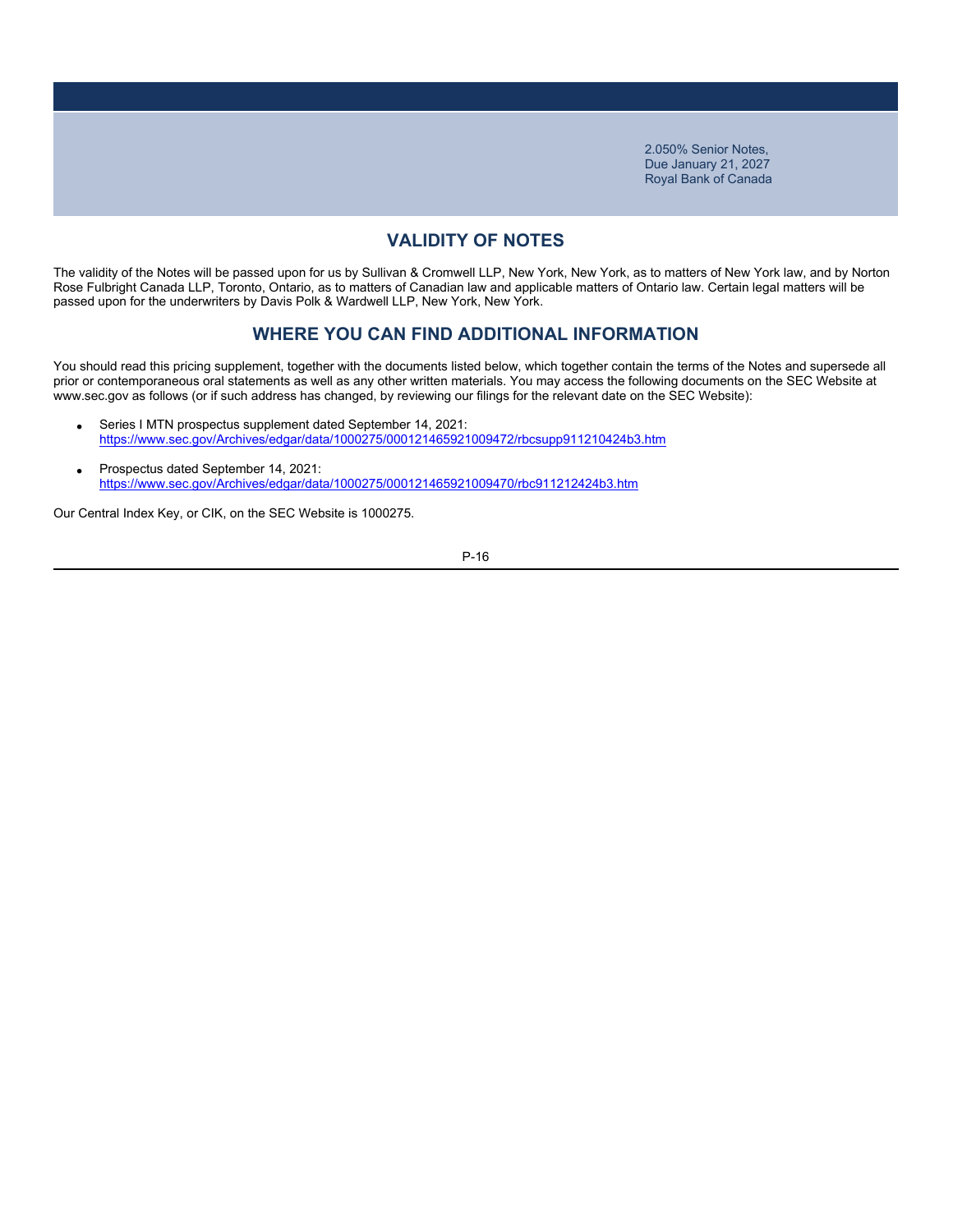## VALIDITY OF NOTES

The validity of the Notes will be passed upon for us by Sullivan & Cromwell LLP, New York, New York, as to matters of New York law, and by Norton Rose Fulbright Canada LLP, Toronto, Ontario, as to matters of Canadian law and applicable matters of Ontario law. Certain legal matters will be passed upon for the underwriters by Davis Polk & Wardwell LLP, New York, New York.

## WHERE YOU CAN FIND ADDITIONAL INFORMATION

You should read this pricing supplement, together with the documents listed below, which together contain the terms of the Notes and supersede all prior or contemporaneous oral statements as well as any other written materials. You may access the following documents on the SEC Website at www.sec.gov as follows (or if such address has changed, by reviewing our filings for the relevant date on the SEC Website):

- Series I MTN prospectus supplement dated September 14, 2021: https://www.sec.gov/Archives/edgar/data/1000275/000121465921009472/rbcsupp911210424b3.htm
- Prospectus dated September 14, 2021: https://www.sec.gov/Archives/edgar/data/1000275/000121465921009470/rbc911212424b3.htm

Our Central Index Key, or CIK, on the SEC Website is 1000275.